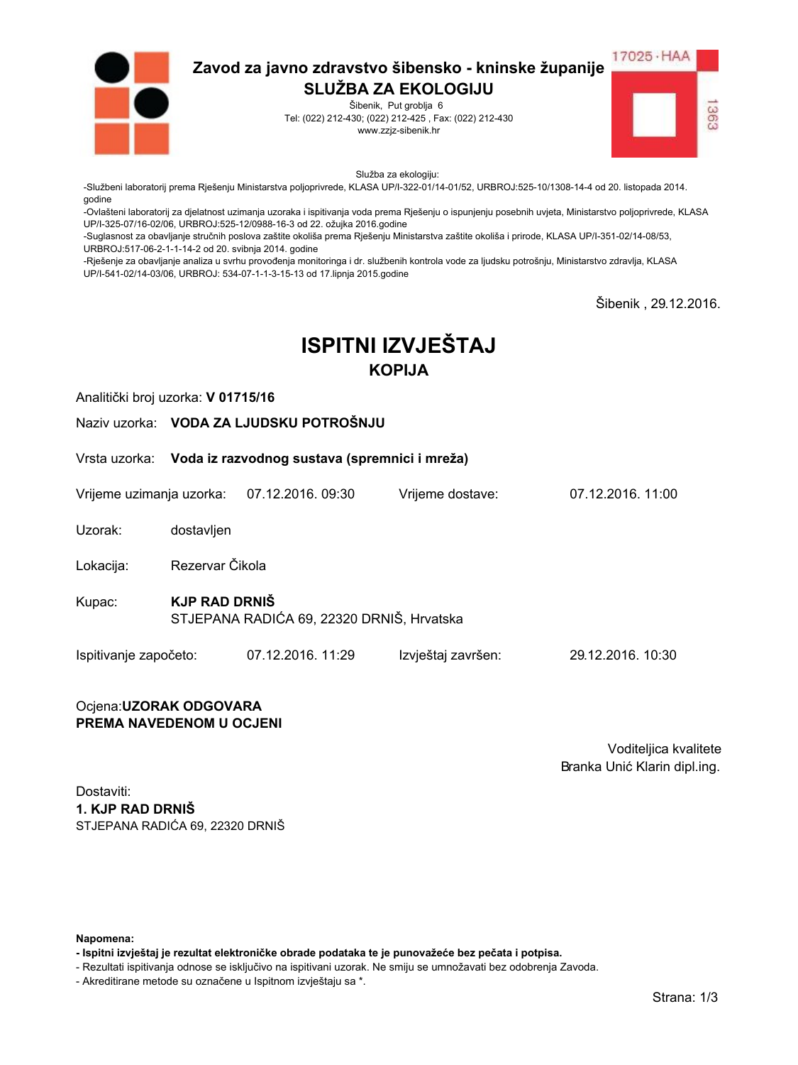# Zavod za javno zdravstvo šibensko - kninske županije
## SLUŽBA ZA EKOLOGIJU

Šibenik, Put groblja 6
Tel: (022) 212-430; (022) 212-425 , Fax: (022) 212-430
www.zzjz-sibenik.hr

17025 · HAA
1363

Služba za ekologiju:
-Službeni laboratorij prema Rješenju Ministarstva poljoprivrede, KLASA UP/I-322-01/14-01/52, URBROJ:525-10/1308-14-4 od 20. listopada 2014. godine
-Ovlašteni laboratorij za djelatnost uzimanja uzoraka i ispitivanja voda prema Rješenju o ispunjenju posebnih uvjeta, Ministarstvo poljoprivrede, KLASA UP/I-325-07/16-02/06, URBROJ:525-12/0988-16-3 od 22. ožujka 2016.godine
-Suglasnost za obavljanje stručnih poslova zaštite okoliša prema Rješenju Ministarstva zaštite okoliša i prirode, KLASA UP/I-351-02/14-08/53, URBROJ:517-06-2-1-1-14-2 od 20. svibnja 2014. godine
-Rješenje za obavljanje analiza u svrhu provođenja monitoringa i dr. službenih kontrola vode za ljudsku potrošnju, Ministarstvo zdravlja, KLASA UP/I-541-02/14-03/06, URBROJ: 534-07-1-1-3-15-13 od 17.lipnja 2015.godine

Šibenik , 29.12.2016.

# ISPITNI IZVJEŠTAJ
## KOPIJA

Analitički broj uzorka: **V 01715/16**

Naziv uzorka: **VODA ZA LJUDSKU POTROŠNJU**

Vrsta uzorka: **Voda iz razvodnog sustava (spremnici i mreža)**

Vrijeme uzimanja uzorka: 07.12.2016. 09:30 Vrijeme dostave: 07.12.2016. 11:00

Uzorak: dostavljen

Lokacija: Rezervar Čikola

Kupac: **KJP RAD DRNIŠ**
STJEPANA RADIĆA 69, 22320 DRNIŠ, Hrvatska

Ispitivanje započeto: 07.12.2016. 11:29 Izvještaj završen: 29.12.2016. 10:30

Ocjena:**UZORAK ODGOVARA PREMA NAVEDENOM U OCJENI**

Voditeljica kvalitete
Branka Unić Klarin dipl.ing.

Dostaviti:
**1. KJP RAD DRNIŠ**
STJEPANA RADIĆA 69, 22320 DRNIŠ

**Napomena:**
**- Ispitni izvještaj je rezultat elektroničke obrade podataka te je punovažeće bez pečata i potpisa.**
- Rezultati ispitivanja odnose se isključivo na ispitivani uzorak. Ne smiju se umnožavati bez odobrenja Zavoda.
- Akreditirane metode su označene u Ispitnom izvještaju sa *.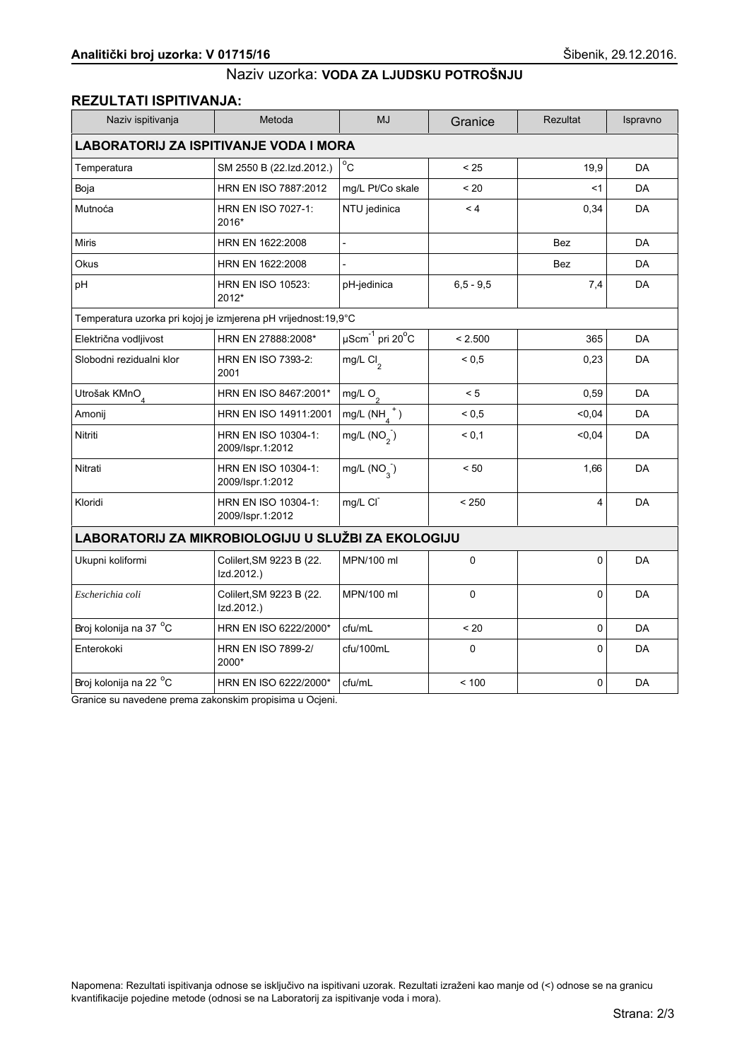**Analitički broj uzorka: V 01715/16** Šibenik, 29.12.2016.

Naziv uzorka: **VODA ZA LJUDSKU POTROŠNJU**

## REZULTATI ISPITIVANJA:

| Naziv ispitivanja | Metoda | MJ | Granice | Rezultat | Ispravno |
|---|---|---|---|---|---|
| **LABORATORIJ ZA ISPITIVANJE VODA I MORA** | | | | | |
| Temperatura | SM 2550 B (22.Izd.2012.) | $^{o}C$ | < 25 | 19,9 | DA |
| Boja | HRN EN ISO 7887:2012 | mg/L Pt/Co skale | < 20 | <1 | DA |
| Mutnoća | HRN EN ISO 7027-1: 2016* | NTU jedinica | < 4 | 0,34 | DA |
| Miris | HRN EN 1622:2008 | - | | Bez | DA |
| Okus | HRN EN 1622:2008 | - | | Bez | DA |
| pH | HRN EN ISO 10523: 2012* | pH-jedinica | 6,5 - 9,5 | 7,4 | DA |
| Temperatura uzorka pri kojoj je izmjerena pH vrijednost:19,9°C | | | | | |
| Električna vodljivost | HRN EN 27888:2008* | $\mu Scm^{-1}$ pri $20^{o}C$ | < 2.500 | 365 | DA |
| Slobodni rezidualni klor | HRN EN ISO 7393-2: 2001 | mg/L $Cl_2$ | < 0,5 | 0,23 | DA |
| Utrošak $KMnO_4$ | HRN EN ISO 8467:2001* | mg/L $O_2$ | < 5 | 0,59 | DA |
| Amonij | HRN EN ISO 14911:2001 | mg/L ($NH_4^+$) | < 0,5 | <0,04 | DA |
| Nitriti | HRN EN ISO 10304-1: 2009/Ispr.1:2012 | mg/L ($NO_2^-$) | < 0,1 | <0,04 | DA |
| Nitrati | HRN EN ISO 10304-1: 2009/Ispr.1:2012 | mg/L ($NO_3^-$) | < 50 | 1,66 | DA |
| Kloridi | HRN EN ISO 10304-1: 2009/Ispr.1:2012 | mg/L $Cl^-$ | < 250 | 4 | DA |
| **LABORATORIJ ZA MIKROBIOLOGIJU U SLUŽBI ZA EKOLOGIJU** | | | | | |
| Ukupni koliformi | Colilert,SM 9223 B (22. Izd.2012.) | MPN/100 ml | 0 | 0 | DA |
| *Escherichia coli* | Colilert,SM 9223 B (22. Izd.2012.) | MPN/100 ml | 0 | 0 | DA |
| Broj kolonija na 37 $^{o}C$ | HRN EN ISO 6222/2000* | cfu/mL | < 20 | 0 | DA |
| Enterokoki | HRN EN ISO 7899-2/ 2000* | cfu/100mL | 0 | 0 | DA |
| Broj kolonija na 22 $^{o}C$ | HRN EN ISO 6222/2000* | cfu/mL | < 100 | 0 | DA |

Granice su navedene prema zakonskim propisima u Ocjeni.

Napomena: Rezultati ispitivanja odnose se isključivo na ispitivani uzorak. Rezultati izraženi kao manje od (<) odnose se na granicu kvantifikacije pojedine metode (odnosi se na Laboratorij za ispitivanje voda i mora).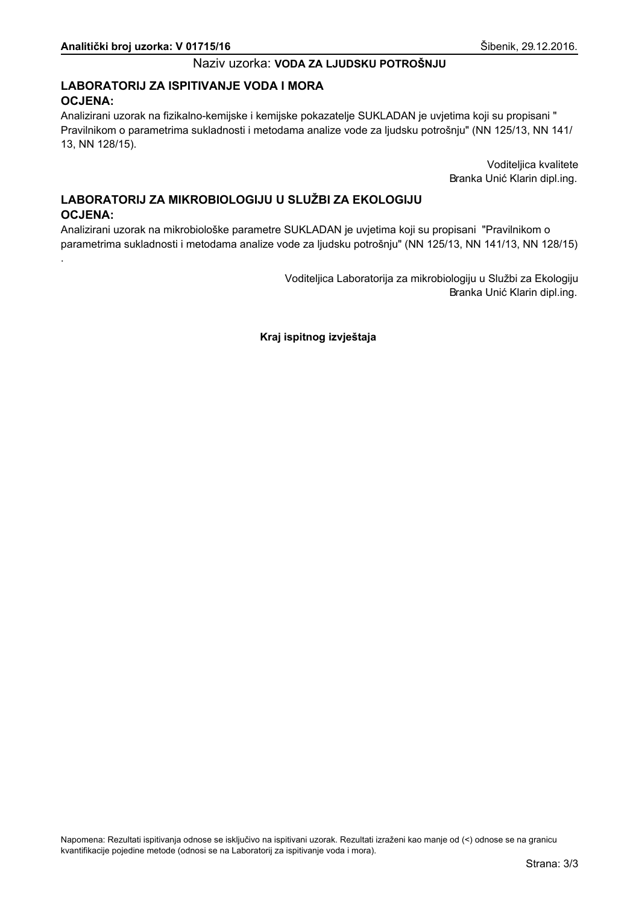**Analitički broj uzorka: V 01715/16** Šibenik, 29.12.2016.

Naziv uzorka: **VODA ZA LJUDSKU POTROŠNJU**

## LABORATORIJ ZA ISPITIVANJE VODA I MORA

### OCJENA:

Analizirani uzorak na fizikalno-kemijske i kemijske pokazatelje SUKLADAN je uvjetima koji su propisani " Pravilnikom o parametrima sukladnosti i metodama analize vode za ljudsku potrošnju" (NN 125/13, NN 141/13, NN 128/15).

Voditeljica kvalitete
Branka Unić Klarin dipl.ing.

## LABORATORIJ ZA MIKROBIOLOGIJU U SLUŽBI ZA EKOLOGIJU

### OCJENA:

Analizirani uzorak na mikrobiološke parametre SUKLADAN je uvjetima koji su propisani "Pravilnikom o parametrima sukladnosti i metodama analize vode za ljudsku potrošnju" (NN 125/13, NN 141/13, NN 128/15) .

Voditeljica Laboratorija za mikrobiologiju u Službi za Ekologiju
Branka Unić Klarin dipl.ing.

**Kraj ispitnog izvještaja**

Napomena: Rezultati ispitivanja odnose se isključivo na ispitivani uzorak. Rezultati izraženi kao manje od (<) odnose se na granicu kvantifikacije pojedine metode (odnosi se na Laboratorij za ispitivanje voda i mora).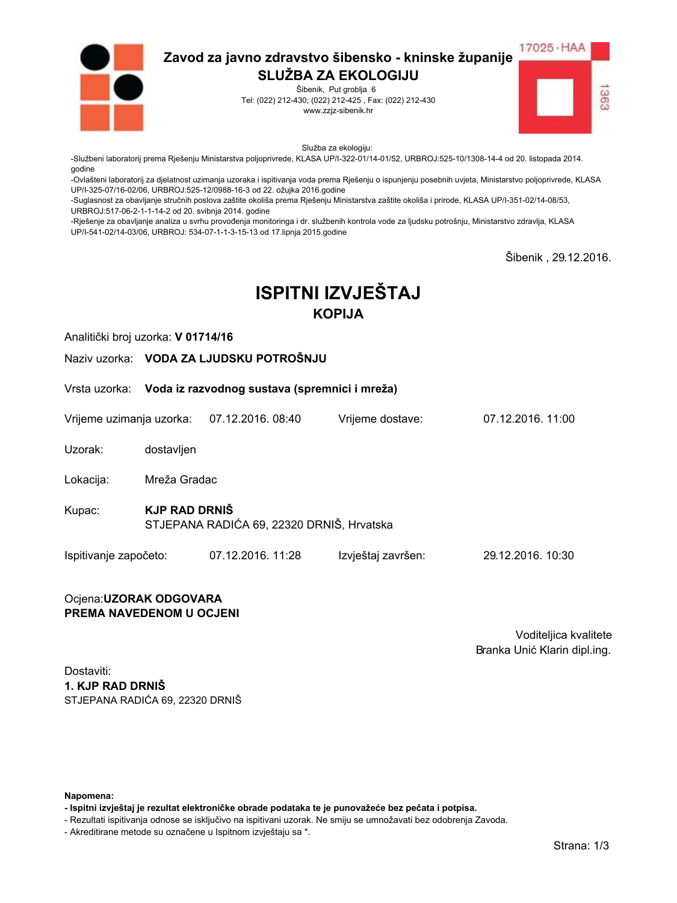**Zavod za javno zdravstvo šibensko - kninske županije**
**SLUŽBA ZA EKOLOGIJU**
Šibenik, Put groblja 6
Tel: (022) 212-430; (022) 212-425 , Fax: (022) 212-430
www.zzjz-sibenik.hr

17025 · HAA
1363

Služba za ekologiju:
-Službeni laboratorij prema Rješenju Ministarstva poljoprivrede, KLASA UP/I-322-01/14-01/52, URBROJ:525-10/1308-14-4 od 20. listopada 2014. godine
-Ovlašteni laboratorij za djelatnost uzimanja uzoraka i ispitivanja voda prema Rješenju o ispunjenju posebnih uvjeta, Ministarstvo poljoprivrede, KLASA UP/I-325-07/16-02/06, URBROJ:525-12/0988-16-3 od 22. ožujka 2016.godine
-Suglasnost za obavljanje stručnih poslova zaštite okoliša prema Rješenju Ministarstva zaštite okoliša i prirode, KLASA UP/I-351-02/14-08/53, URBROJ:517-06-2-1-1-14-2 od 20. svibnja 2014. godine
-Rješenje za obavljanje analiza u svrhu provođenja monitoringa i dr. službenih kontrola vode za ljudsku potrošnju, Ministarstvo zdravlja, KLASA UP/I-541-02/14-03/06, URBROJ: 534-07-1-1-3-15-13 od 17.lipnja 2015.godine

Šibenik , 29.12.2016.

# ISPITNI IZVJEŠTAJ
## KOPIJA

Analitički broj uzorka: **V 01714/16**

Naziv uzorka: **VODA ZA LJUDSKU POTROŠNJU**

Vrsta uzorka: **Voda iz razvodnog sustava (spremnici i mreža)**

Vrijeme uzimanja uzorka: 07.12.2016. 08:40 Vrijeme dostave: 07.12.2016. 11:00

Uzorak: dostavljen

Lokacija: Mreža Gradac

Kupac: **KJP RAD DRNIŠ**
STJEPANA RADIĆA 69, 22320 DRNIŠ, Hrvatska

Ispitivanje započeto: 07.12.2016. 11:28 Izvještaj završen: 29.12.2016. 10:30

Ocjena:**UZORAK ODGOVARA PREMA NAVEDENOM U OCJENI**

Voditeljica kvalitete
Branka Unić Klarin dipl.ing.

Dostaviti:
**1. KJP RAD DRNIŠ**
STJEPANA RADIĆA 69, 22320 DRNIŠ

**Napomena:**
**- Ispitni izvještaj je rezultat elektroničke obrade podataka te je punovažeće bez pečata i potpisa.**
- Rezultati ispitivanja odnose se isključivo na ispitivani uzorak. Ne smiju se umnožavati bez odobrenja Zavoda.
- Akreditirane metode su označene u Ispitnom izvještaju sa *.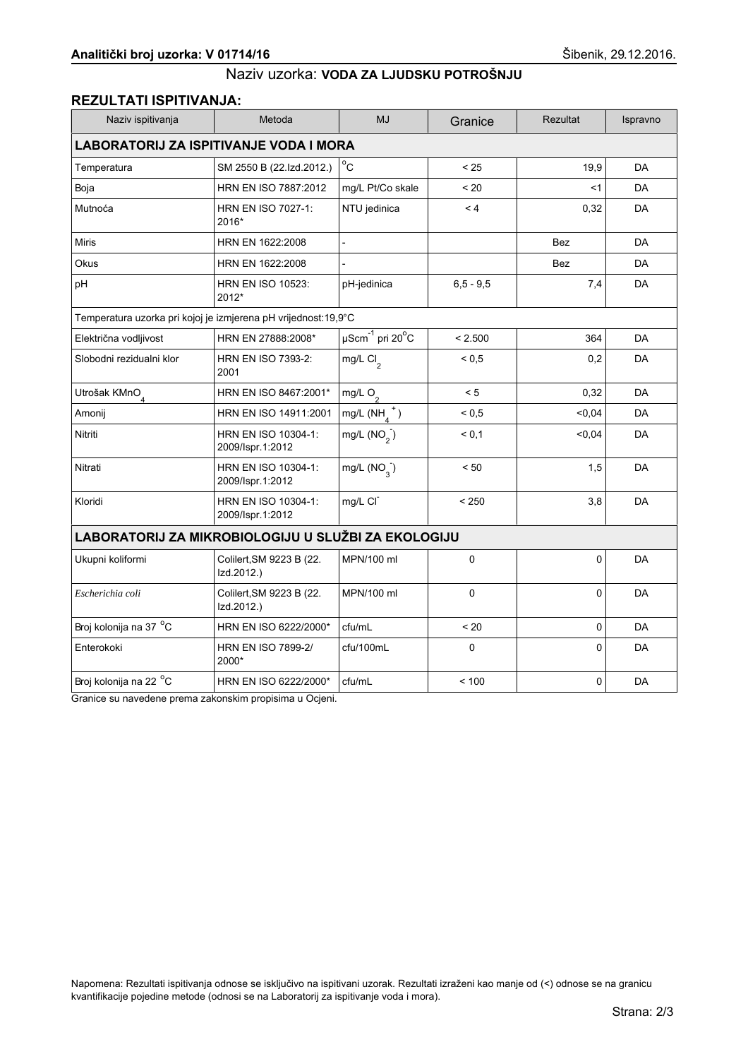**Analitički broj uzorka: V 01714/16** Šibenik, 29.12.2016.

Naziv uzorka: **VODA ZA LJUDSKU POTROŠNJU**

## REZULTATI ISPITIVANJA:

| Naziv ispitivanja | Metoda | MJ | Granice | Rezultat | Ispravno |
|---|---|---|---|---|---|
| **LABORATORIJ ZA ISPITIVANJE VODA I MORA** | | | | | |
| Temperatura | SM 2550 B (22.Izd.2012.) | $^{o}C$ | < 25 | 19,9 | DA |
| Boja | HRN EN ISO 7887:2012 | mg/L Pt/Co skale | < 20 | <1 | DA |
| Mutnoća | HRN EN ISO 7027-1: 2016* | NTU jedinica | < 4 | 0,32 | DA |
| Miris | HRN EN 1622:2008 | - | | Bez | DA |
| Okus | HRN EN 1622:2008 | - | | Bez | DA |
| pH | HRN EN ISO 10523: 2012* | pH-jedinica | 6,5 - 9,5 | 7,4 | DA |
| Temperatura uzorka pri kojoj je izmjerena pH vrijednost:19,9°C | | | | | |
| Električna vodljivost | HRN EN 27888:2008* | $\mu Scm^{-1}$ pri $20^{o}C$ | < 2.500 | 364 | DA |
| Slobodni rezidualni klor | HRN EN ISO 7393-2: 2001 | mg/L $Cl_2$ | < 0,5 | 0,2 | DA |
| Utrošak $KMnO_4$ | HRN EN ISO 8467:2001* | mg/L $O_2$ | < 5 | 0,32 | DA |
| Amonij | HRN EN ISO 14911:2001 | mg/L ($NH_4^+$) | < 0,5 | <0,04 | DA |
| Nitriti | HRN EN ISO 10304-1: 2009/Ispr.1:2012 | mg/L ($NO_2^-$) | < 0,1 | <0,04 | DA |
| Nitrati | HRN EN ISO 10304-1: 2009/Ispr.1:2012 | mg/L ($NO_3^-$) | < 50 | 1,5 | DA |
| Kloridi | HRN EN ISO 10304-1: 2009/Ispr.1:2012 | mg/L $Cl^-$ | < 250 | 3,8 | DA |
| **LABORATORIJ ZA MIKROBIOLOGIJU U SLUŽBI ZA EKOLOGIJU** | | | | | |
| Ukupni koliformi | Colilert,SM 9223 B (22. Izd.2012.) | MPN/100 ml | 0 | 0 | DA |
| *Escherichia coli* | Colilert,SM 9223 B (22. Izd.2012.) | MPN/100 ml | 0 | 0 | DA |
| Broj kolonija na 37 °C | HRN EN ISO 6222/2000* | cfu/mL | < 20 | 0 | DA |
| Enterokoki | HRN EN ISO 7899-2/ 2000* | cfu/100mL | 0 | 0 | DA |
| Broj kolonija na 22 °C | HRN EN ISO 6222/2000* | cfu/mL | < 100 | 0 | DA |

Granice su navedene prema zakonskim propisima u Ocjeni.

Napomena: Rezultati ispitivanja odnose se isključivo na ispitivani uzorak. Rezultati izraženi kao manje od (<) odnose se na granicu kvantifikacije pojedine metode (odnosi se na Laboratorij za ispitivanje voda i mora).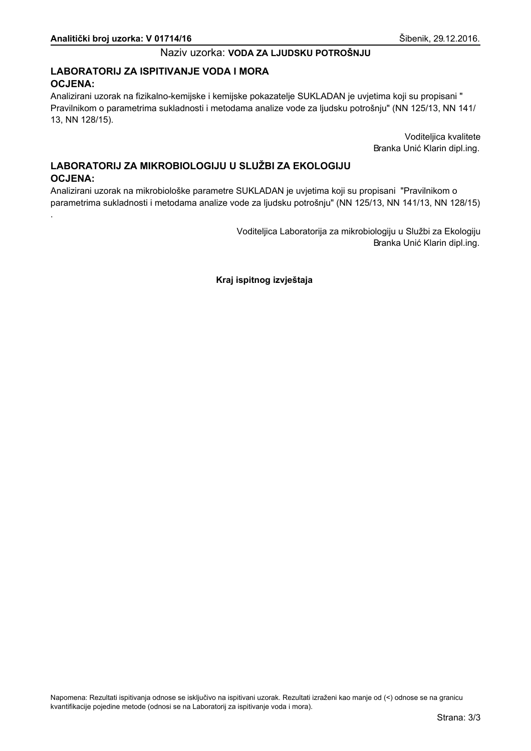**Analitički broj uzorka: V 01714/16** Šibenik, 29.12.2016.

Naziv uzorka: **VODA ZA LJUDSKU POTROŠNJU**

## LABORATORIJ ZA ISPITIVANJE VODA I MORA

**OCJENA:**

Analizirani uzorak na fizikalno-kemijske i kemijske pokazatelje SUKLADAN je uvjetima koji su propisani " Pravilnikom o parametrima sukladnosti i metodama analize vode za ljudsku potrošnju" (NN 125/13, NN 141/13, NN 128/15).

Voditeljica kvalitete
Branka Unić Klarin dipl.ing.

## LABORATORIJ ZA MIKROBIOLOGIJU U SLUŽBI ZA EKOLOGIJU

**OCJENA:**

Analizirani uzorak na mikrobiološke parametre SUKLADAN je uvjetima koji su propisani "Pravilnikom o parametrima sukladnosti i metodama analize vode za ljudsku potrošnju" (NN 125/13, NN 141/13, NN 128/15).

Voditeljica Laboratorija za mikrobiologiju u Službi za Ekologiju
Branka Unić Klarin dipl.ing.

**Kraj ispitnog izvještaja**

Napomena: Rezultati ispitivanja odnose se isključivo na ispitivani uzorak. Rezultati izraženi kao manje od (<) odnose se na granicu kvantifikacije pojedine metode (odnosi se na Laboratorij za ispitivanje voda i mora).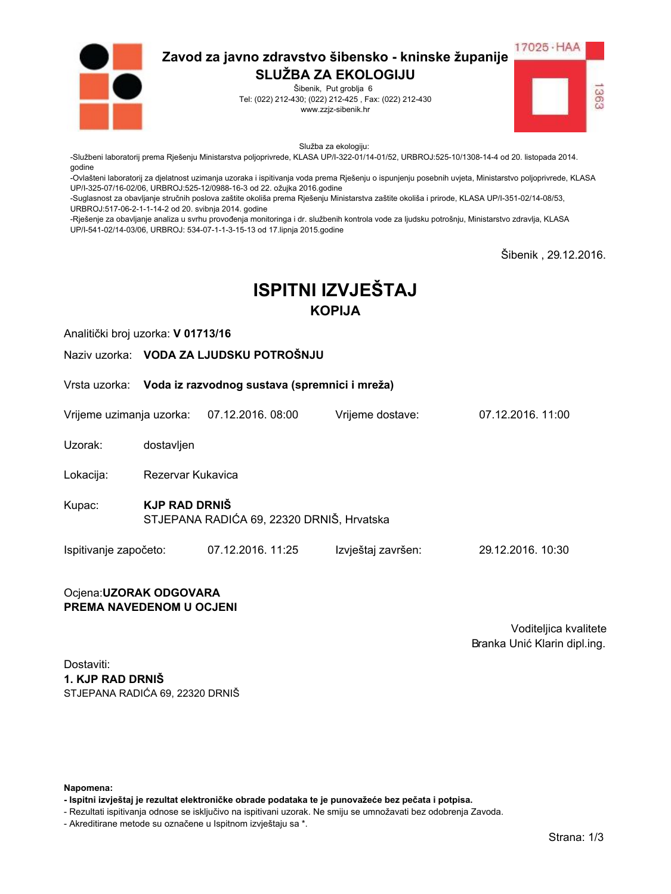**Zavod za javno zdravstvo šibensko - kninske županije**
**SLUŽBA ZA EKOLOGIJU**
Šibenik, Put groblja 6
Tel: (022) 212-430; (022) 212-425 , Fax: (022) 212-430
www.zzjz-sibenik.hr

17025 · HAA
1363

Služba za ekologiju:
-Službeni laboratorij prema Rješenju Ministarstva poljoprivrede, KLASA UP/I-322-01/14-01/52, URBROJ:525-10/1308-14-4 od 20. listopada 2014. godine
-Ovlašteni laboratorij za djelatnost uzimanja uzoraka i ispitivanja voda prema Rješenju o ispunjenju posebnih uvjeta, Ministarstvo poljoprivrede, KLASA UP/I-325-07/16-02/06, URBROJ:525-12/0988-16-3 od 22. ožujka 2016.godine
-Suglasnost za obavljanje stručnih poslova zaštite okoliša prema Rješenju Ministarstva zaštite okoliša i prirode, KLASA UP/I-351-02/14-08/53, URBROJ:517-06-2-1-1-14-2 od 20. svibnja 2014. godine
-Rješenje za obavljanje analiza u svrhu provođenja monitoringa i dr. službenih kontrola vode za ljudsku potrošnju, Ministarstvo zdravlja, KLASA UP/I-541-02/14-03/06, URBROJ: 534-07-1-1-3-15-13 od 17.lipnja 2015.godine

Šibenik , 29.12.2016.

# ISPITNI IZVJEŠTAJ
## KOPIJA

Analitički broj uzorka: **V 01713/16**

Naziv uzorka: **VODA ZA LJUDSKU POTROŠNJU**

Vrsta uzorka: **Voda iz razvodnog sustava (spremnici i mreža)**

Vrijeme uzimanja uzorka: 07.12.2016. 08:00 &nbsp;&nbsp; Vrijeme dostave: 07.12.2016. 11:00

Uzorak: dostavljen

Lokacija: Rezervar Kukavica

Kupac: **KJP RAD DRNIŠ**
STJEPANA RADIĆA 69, 22320 DRNIŠ, Hrvatska

Ispitivanje započeto: 07.12.2016. 11:25 &nbsp;&nbsp; Izvještaj završen: 29.12.2016. 10:30

Ocjena:**UZORAK ODGOVARA PREMA NAVEDENOM U OCJENI**

Voditeljica kvalitete
Branka Unić Klarin dipl.ing.

Dostaviti:
**1. KJP RAD DRNIŠ**
STJEPANA RADIĆA 69, 22320 DRNIŠ

**Napomena:**
**- Ispitni izvještaj je rezultat elektroničke obrade podataka te je punovažeće bez pečata i potpisa.**
- Rezultati ispitivanja odnose se isključivo na ispitivani uzorak. Ne smiju se umnožavati bez odobrenja Zavoda.
- Akreditirane metode su označene u Ispitnom izvještaju sa *.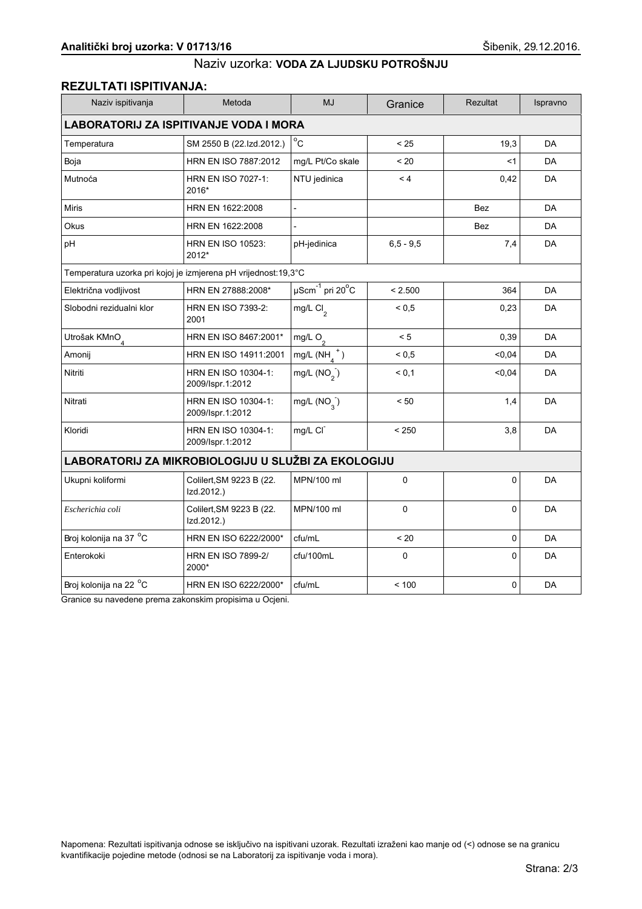**Analitički broj uzorka: V 01713/16** Šibenik, 29.12.2016.

Naziv uzorka: **VODA ZA LJUDSKU POTROŠNJU**

## REZULTATI ISPITIVANJA:

| Naziv ispitivanja | Metoda | MJ | Granice | Rezultat | Ispravno |
|---|---|---|---|---|---|
| **LABORATORIJ ZA ISPITIVANJE VODA I MORA** | | | | | |
| Temperatura | SM 2550 B (22.Izd.2012.) | $^oC$ | < 25 | 19,3 | DA |
| Boja | HRN EN ISO 7887:2012 | mg/L Pt/Co skale | < 20 | <1 | DA |
| Mutnoća | HRN EN ISO 7027-1: 2016* | NTU jedinica | < 4 | 0,42 | DA |
| Miris | HRN EN 1622:2008 | - | | Bez | DA |
| Okus | HRN EN 1622:2008 | - | | Bez | DA |
| pH | HRN EN ISO 10523: 2012* | pH-jedinica | 6,5 - 9,5 | 7,4 | DA |
| Temperatura uzorka pri kojoj je izmjerena pH vrijednost:19,3°C | | | | | |
| Električna vodljivost | HRN EN 27888:2008* | $\mu Scm^{-1}$ pri $20^oC$ | < 2.500 | 364 | DA |
| Slobodni rezidualni klor | HRN EN ISO 7393-2: 2001 | mg/L $Cl_2$ | < 0,5 | 0,23 | DA |
| Utrošak $KMnO_4$ | HRN EN ISO 8467:2001* | mg/L $O_2$ | < 5 | 0,39 | DA |
| Amonij | HRN EN ISO 14911:2001 | mg/L ($NH_4^+$) | < 0,5 | <0,04 | DA |
| Nitriti | HRN EN ISO 10304-1: 2009/Ispr.1:2012 | mg/L ($NO_2^-$) | < 0,1 | <0,04 | DA |
| Nitrati | HRN EN ISO 10304-1: 2009/Ispr.1:2012 | mg/L ($NO_3^-$) | < 50 | 1,4 | DA |
| Kloridi | HRN EN ISO 10304-1: 2009/Ispr.1:2012 | mg/L $Cl^-$ | < 250 | 3,8 | DA |
| **LABORATORIJ ZA MIKROBIOLOGIJU U SLUŽBI ZA EKOLOGIJU** | | | | | |
| Ukupni koliformi | Colilert,SM 9223 B (22. Izd.2012.) | MPN/100 ml | 0 | 0 | DA |
| *Escherichia coli* | Colilert,SM 9223 B (22. Izd.2012.) | MPN/100 ml | 0 | 0 | DA |
| Broj kolonija na 37 $^oC$ | HRN EN ISO 6222/2000* | cfu/mL | < 20 | 0 | DA |
| Enterokoki | HRN EN ISO 7899-2/ 2000* | cfu/100mL | 0 | 0 | DA |
| Broj kolonija na 22 $^oC$ | HRN EN ISO 6222/2000* | cfu/mL | < 100 | 0 | DA |

Granice su navedene prema zakonskim propisima u Ocjeni.

Napomena: Rezultati ispitivanja odnose se isključivo na ispitivani uzorak. Rezultati izraženi kao manje od (<) odnose se na granicu kvantifikacije pojedine metode (odnosi se na Laboratorij za ispitivanje voda i mora).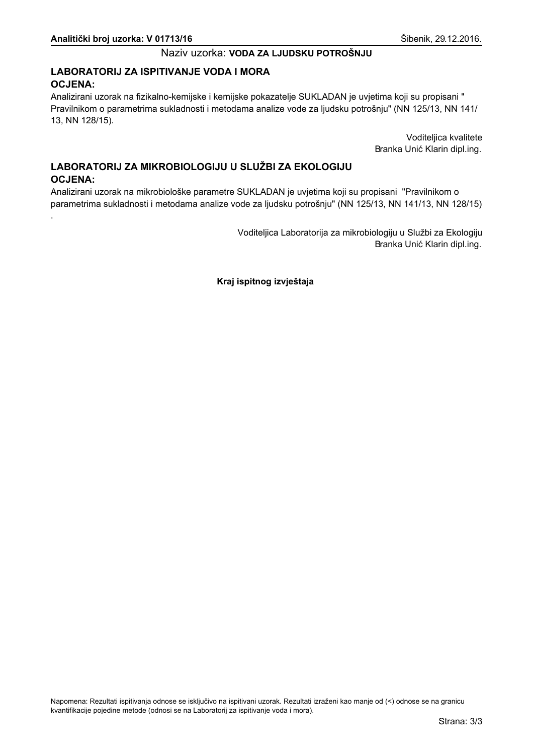**Analitički broj uzorka: V 01713/16** Šibenik, 29.12.2016.

Naziv uzorka: **VODA ZA LJUDSKU POTROŠNJU**

## LABORATORIJ ZA ISPITIVANJE VODA I MORA

**OCJENA:**

Analizirani uzorak na fizikalno-kemijske i kemijske pokazatelje SUKLADAN je uvjetima koji su propisani " Pravilnikom o parametrima sukladnosti i metodama analize vode za ljudsku potrošnju" (NN 125/13, NN 141/ 13, NN 128/15).

Voditeljica kvalitete
Branka Unić Klarin dipl.ing.

## LABORATORIJ ZA MIKROBIOLOGIJU U SLUŽBI ZA EKOLOGIJU

**OCJENA:**

Analizirani uzorak na mikrobiološke parametre SUKLADAN je uvjetima koji su propisani "Pravilnikom o parametrima sukladnosti i metodama analize vode za ljudsku potrošnju" (NN 125/13, NN 141/13, NN 128/15) .

Voditeljica Laboratorija za mikrobiologiju u Službi za Ekologiju
Branka Unić Klarin dipl.ing.

**Kraj ispitnog izvještaja**

Napomena: Rezultati ispitivanja odnose se isključivo na ispitivani uzorak. Rezultati izraženi kao manje od (<) odnose se na granicu kvantifikacije pojedine metode (odnosi se na Laboratorij za ispitivanje voda i mora).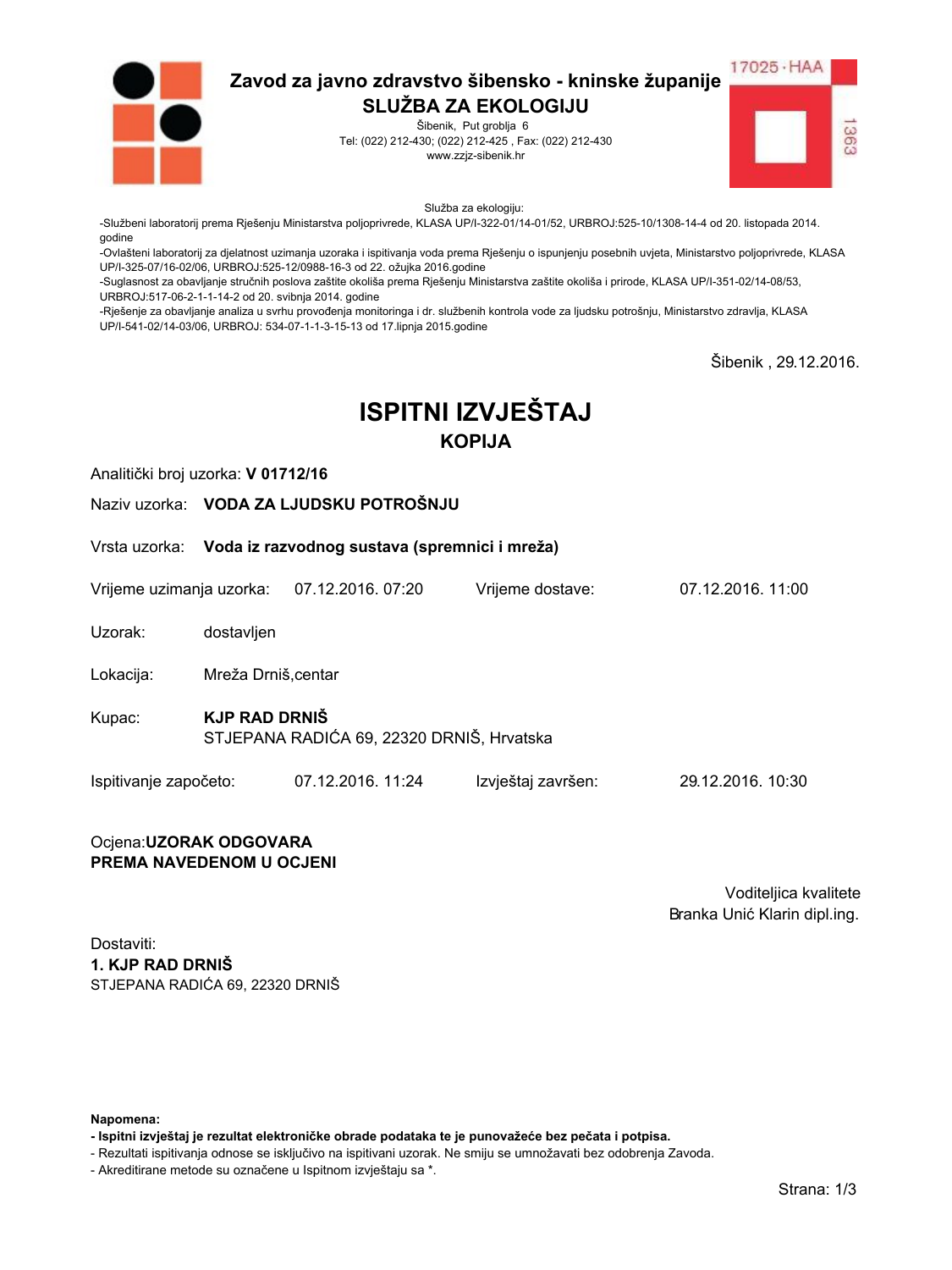**Zavod za javno zdravstvo šibensko - kninske županije**
**SLUŽBA ZA EKOLOGIJU**
Šibenik, Put groblja 6
Tel: (022) 212-430; (022) 212-425 , Fax: (022) 212-430
www.zzjz-sibenik.hr

17025 · HAA
1363

Služba za ekologiju:
-Službeni laboratorij prema Rješenju Ministarstva poljoprivrede, KLASA UP/I-322-01/14-01/52, URBROJ:525-10/1308-14-4 od 20. listopada 2014. godine
-Ovlašteni laboratorij za djelatnost uzimanja uzoraka i ispitivanja voda prema Rješenju o ispunjenju posebnih uvjeta, Ministarstvo poljoprivrede, KLASA UP/I-325-07/16-02/06, URBROJ:525-12/0988-16-3 od 22. ožujka 2016.godine
-Suglasnost za obavljanje stručnih poslova zaštite okoliša prema Rješenju Ministarstva zaštite okoliša i prirode, KLASA UP/I-351-02/14-08/53, URBROJ:517-06-2-1-1-14-2 od 20. svibnja 2014. godine
-Rješenje za obavljanje analiza u svrhu provođenja monitoringa i dr. službenih kontrola vode za ljudsku potrošnju, Ministarstvo zdravlja, KLASA UP/I-541-02/14-03/06, URBROJ: 534-07-1-1-3-15-13 od 17.lipnja 2015.godine

Šibenik , 29.12.2016.

# ISPITNI IZVJEŠTAJ
## KOPIJA

Analitički broj uzorka: **V 01712/16**

Naziv uzorka: **VODA ZA LJUDSKU POTROŠNJU**

Vrsta uzorka: **Voda iz razvodnog sustava (spremnici i mreža)**

Vrijeme uzimanja uzorka: 07.12.2016. 07:20 Vrijeme dostave: 07.12.2016. 11:00

Uzorak: dostavljen

Lokacija: Mreža Drniš,centar

Kupac: **KJP RAD DRNIŠ**
STJEPANA RADIĆA 69, 22320 DRNIŠ, Hrvatska

Ispitivanje započeto: 07.12.2016. 11:24 Izvještaj završen: 29.12.2016. 10:30

Ocjena:**UZORAK ODGOVARA PREMA NAVEDENOM U OCJENI**

Voditeljica kvalitete
Branka Unić Klarin dipl.ing.

Dostaviti:
**1. KJP RAD DRNIŠ**
STJEPANA RADIĆA 69, 22320 DRNIŠ

**Napomena:**
**- Ispitni izvještaj je rezultat elektroničke obrade podataka te je punovažeće bez pečata i potpisa.**
- Rezultati ispitivanja odnose se isključivo na ispitivani uzorak. Ne smiju se umnožavati bez odobrenja Zavoda.
- Akreditirane metode su označene u Ispitnom izvještaju sa *.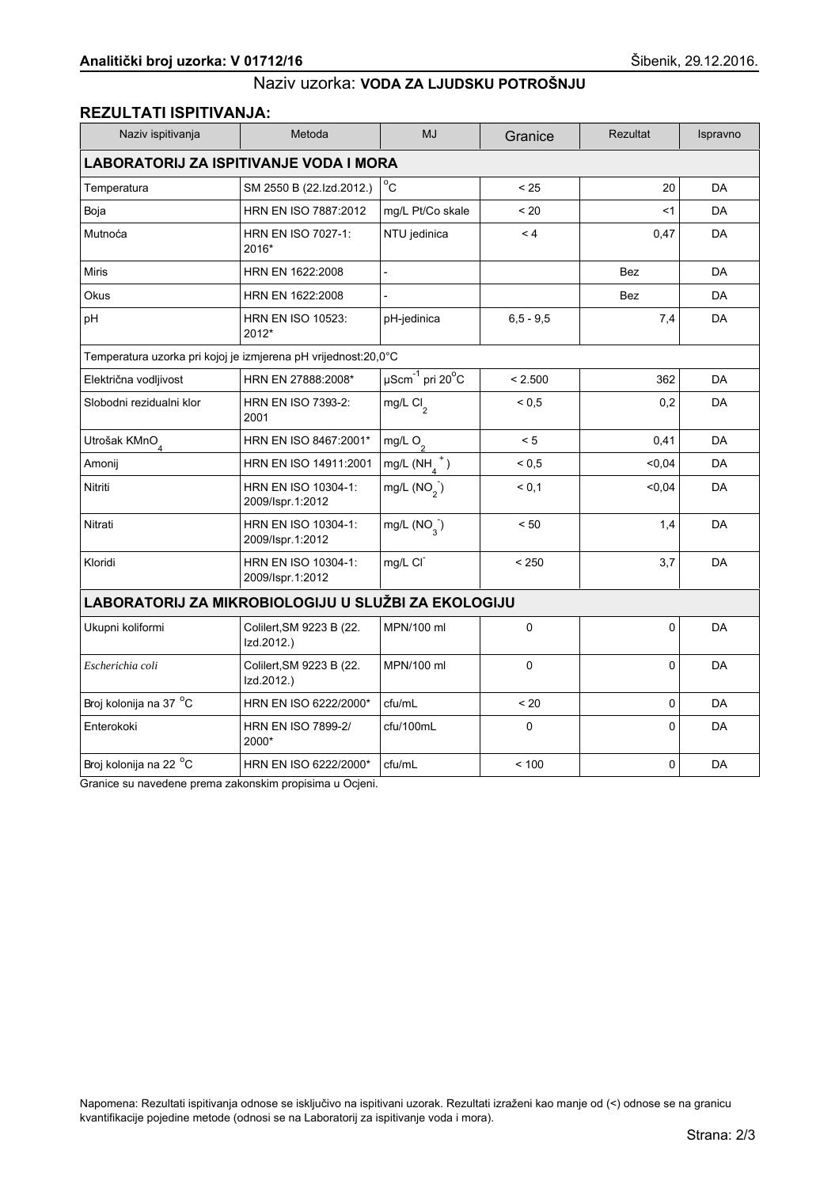**Analitički broj uzorka: V 01712/16** Šibenik, 29.12.2016.

Naziv uzorka: **VODA ZA LJUDSKU POTROŠNJU**

## REZULTATI ISPITIVANJA:

| Naziv ispitivanja | Metoda | MJ | Granice | Rezultat | Ispravno |
|---|---|---|---|---|---|
| **LABORATORIJ ZA ISPITIVANJE VODA I MORA** | | | | | |
| Temperatura | SM 2550 B (22.Izd.2012.) | $^{o}C$ | < 25 | 20 | DA |
| Boja | HRN EN ISO 7887:2012 | mg/L Pt/Co skale | < 20 | <1 | DA |
| Mutnoća | HRN EN ISO 7027-1: 2016* | NTU jedinica | < 4 | 0,47 | DA |
| Miris | HRN EN 1622:2008 | - | | Bez | DA |
| Okus | HRN EN 1622:2008 | - | | Bez | DA |
| pH | HRN EN ISO 10523: 2012* | pH-jedinica | 6,5 - 9,5 | 7,4 | DA |
| Temperatura uzorka pri kojoj je izmjerena pH vrijednost:20,0°C | | | | | |
| Električna vodljivost | HRN EN 27888:2008* | $\mu Scm^{-1}$ pri $20^{o}C$ | < 2.500 | 362 | DA |
| Slobodni rezidualni klor | HRN EN ISO 7393-2: 2001 | mg/L $Cl_2$ | < 0,5 | 0,2 | DA |
| Utrošak $KMnO_4$ | HRN EN ISO 8467:2001* | mg/L $O_2$ | < 5 | 0,41 | DA |
| Amonij | HRN EN ISO 14911:2001 | mg/L ($NH_4^+$) | < 0,5 | <0,04 | DA |
| Nitriti | HRN EN ISO 10304-1: 2009/Ispr.1:2012 | mg/L ($NO_2^-$) | < 0,1 | <0,04 | DA |
| Nitrati | HRN EN ISO 10304-1: 2009/Ispr.1:2012 | mg/L ($NO_3^-$) | < 50 | 1,4 | DA |
| Kloridi | HRN EN ISO 10304-1: 2009/Ispr.1:2012 | mg/L $Cl^-$ | < 250 | 3,7 | DA |
| **LABORATORIJ ZA MIKROBIOLOGIJU U SLUŽBI ZA EKOLOGIJU** | | | | | |
| Ukupni koliformi | Colilert,SM 9223 B (22. Izd.2012.) | MPN/100 ml | 0 | 0 | DA |
| *Escherichia coli* | Colilert,SM 9223 B (22. Izd.2012.) | MPN/100 ml | 0 | 0 | DA |
| Broj kolonija na 37 $^{o}C$ | HRN EN ISO 6222/2000* | cfu/mL | < 20 | 0 | DA |
| Enterokoki | HRN EN ISO 7899-2/ 2000* | cfu/100mL | 0 | 0 | DA |
| Broj kolonija na 22 $^{o}C$ | HRN EN ISO 6222/2000* | cfu/mL | < 100 | 0 | DA |

Granice su navedene prema zakonskim propisima u Ocjeni.

Napomena: Rezultati ispitivanja odnose se isključivo na ispitivani uzorak. Rezultati izraženi kao manje od (<) odnose se na granicu kvantifikacije pojedine metode (odnosi se na Laboratorij za ispitivanje voda i mora).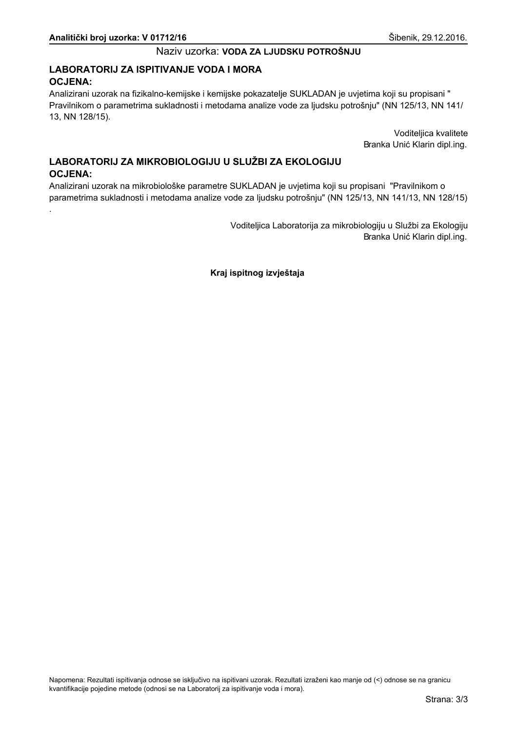**Analitički broj uzorka: V 01712/16** Šibenik, 29.12.2016.

Naziv uzorka: **VODA ZA LJUDSKU POTROŠNJU**

## LABORATORIJ ZA ISPITIVANJE VODA I MORA

### OCJENA:

Analizirani uzorak na fizikalno-kemijske i kemijske pokazatelje SUKLADAN je uvjetima koji su propisani " Pravilnikom o parametrima sukladnosti i metodama analize vode za ljudsku potrošnju" (NN 125/13, NN 141/13, NN 128/15).

Voditeljica kvalitete
Branka Unić Klarin dipl.ing.

## LABORATORIJ ZA MIKROBIOLOGIJU U SLUŽBI ZA EKOLOGIJU

### OCJENA:

Analizirani uzorak na mikrobiološke parametre SUKLADAN je uvjetima koji su propisani "Pravilnikom o parametrima sukladnosti i metodama analize vode za ljudsku potrošnju" (NN 125/13, NN 141/13, NN 128/15) .

Voditeljica Laboratorija za mikrobiologiju u Službi za Ekologiju
Branka Unić Klarin dipl.ing.

**Kraj ispitnog izvještaja**

Napomena: Rezultati ispitivanja odnose se isključivo na ispitivani uzorak. Rezultati izraženi kao manje od (<) odnose se na granicu kvantifikacije pojedine metode (odnosi se na Laboratorij za ispitivanje voda i mora).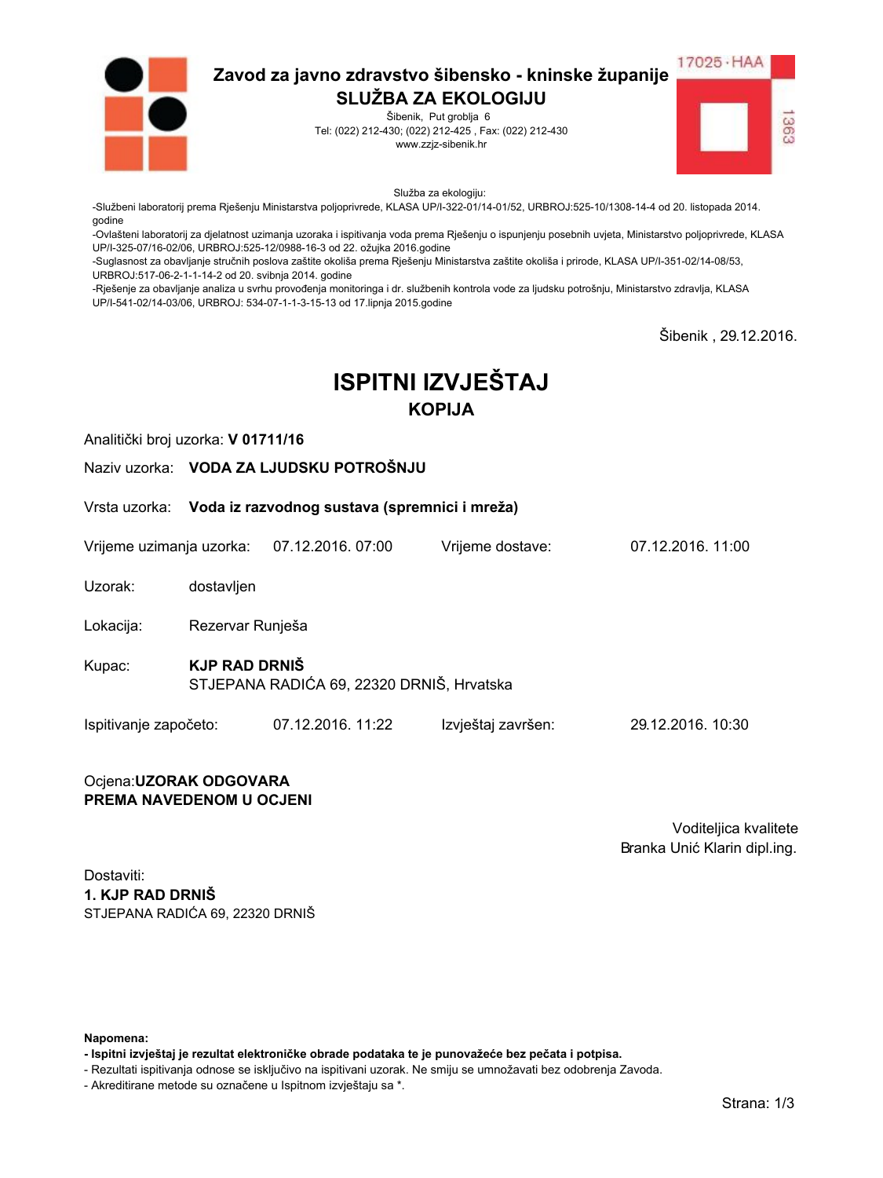# Zavod za javno zdravstvo šibensko - kninske županije
## SLUŽBA ZA EKOLOGIJU

Šibenik, Put groblja 6
Tel: (022) 212-430; (022) 212-425 , Fax: (022) 212-430
www.zzjz-sibenik.hr

17025 · HAA
1363

Služba za ekologiju:
-Službeni laboratorij prema Rješenju Ministarstva poljoprivrede, KLASA UP/I-322-01/14-01/52, URBROJ:525-10/1308-14-4 od 20. listopada 2014. godine
-Ovlašteni laboratorij za djelatnost uzimanja uzoraka i ispitivanja voda prema Rješenju o ispunjenju posebnih uvjeta, Ministarstvo poljoprivrede, KLASA UP/I-325-07/16-02/06, URBROJ:525-12/0988-16-3 od 22. ožujka 2016.godine
-Suglasnost za obavljanje stručnih poslova zaštite okoliša prema Rješenju Ministarstva zaštite okoliša i prirode, KLASA UP/I-351-02/14-08/53, URBROJ:517-06-2-1-1-14-2 od 20. svibnja 2014. godine
-Rješenje za obavljanje analiza u svrhu provođenja monitoringa i dr. službenih kontrola vode za ljudsku potrošnju, Ministarstvo zdravlja, KLASA UP/I-541-02/14-03/06, URBROJ: 534-07-1-1-3-15-13 od 17.lipnja 2015.godine

Šibenik , 29.12.2016.

# ISPITNI IZVJEŠTAJ
## KOPIJA

Analitički broj uzorka: **V 01711/16**

Naziv uzorka: **VODA ZA LJUDSKU POTROŠNJU**

Vrsta uzorka: **Voda iz razvodnog sustava (spremnici i mreža)**

Vrijeme uzimanja uzorka: 07.12.2016. 07:00 Vrijeme dostave: 07.12.2016. 11:00

Uzorak: dostavljen

Lokacija: Rezervar Runješa

Kupac: **KJP RAD DRNIŠ**
STJEPANA RADIĆA 69, 22320 DRNIŠ, Hrvatska

Ispitivanje započeto: 07.12.2016. 11:22 Izvještaj završen: 29.12.2016. 10:30

Ocjena:**UZORAK ODGOVARA**
**PREMA NAVEDENOM U OCJENI**

Voditeljica kvalitete
Branka Unić Klarin dipl.ing.

Dostaviti:
**1. KJP RAD DRNIŠ**
STJEPANA RADIĆA 69, 22320 DRNIŠ

**Napomena:**
**- Ispitni izvještaj je rezultat elektroničke obrade podataka te je punovažeće bez pečata i potpisa.**
- Rezultati ispitivanja odnose se isključivo na ispitivani uzorak. Ne smiju se umnožavati bez odobrenja Zavoda.
- Akreditirane metode su označene u Ispitnom izvještaju sa *.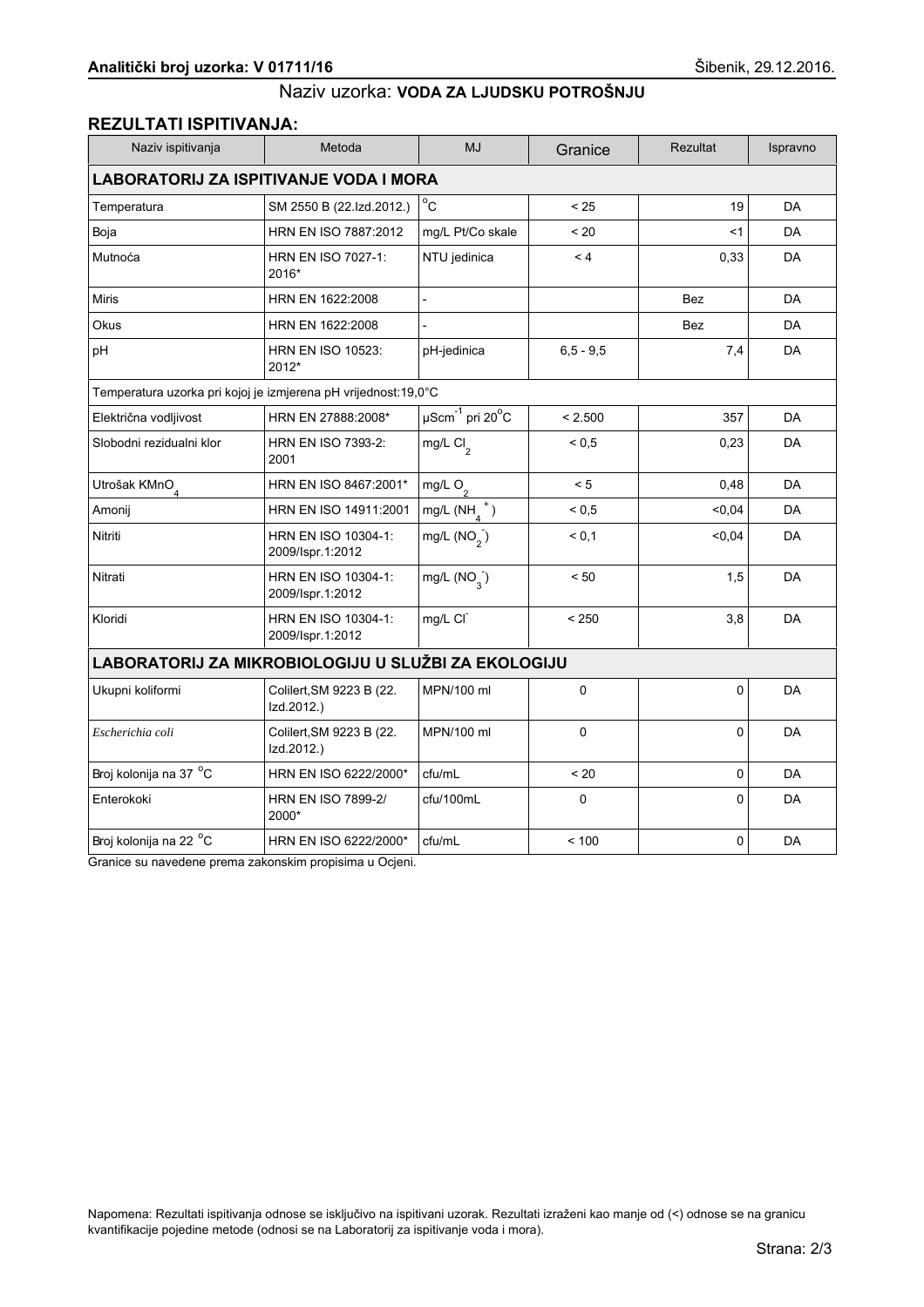**Analitički broj uzorka: V 01711/16** Šibenik, 29.12.2016.

Naziv uzorka: **VODA ZA LJUDSKU POTROŠNJU**

## REZULTATI ISPITIVANJA:

| Naziv ispitivanja | Metoda | MJ | Granice | Rezultat | Ispravno |
|---|---|---|---|---|---|
| **LABORATORIJ ZA ISPITIVANJE VODA I MORA** | | | | | |
| Temperatura | SM 2550 B (22.Izd.2012.) | $^{o}C$ | < 25 | 19 | DA |
| Boja | HRN EN ISO 7887:2012 | mg/L Pt/Co skale | < 20 | <1 | DA |
| Mutnoća | HRN EN ISO 7027-1: 2016* | NTU jedinica | < 4 | 0,33 | DA |
| Miris | HRN EN 1622:2008 | - | | Bez | DA |
| Okus | HRN EN 1622:2008 | - | | Bez | DA |
| pH | HRN EN ISO 10523: 2012* | pH-jedinica | 6,5 - 9,5 | 7,4 | DA |
| Temperatura uzorka pri kojoj je izmjerena pH vrijednost:19,0°C | | | | | |
| Električna vodljivost | HRN EN 27888:2008* | $\mu Scm^{-1}$ pri $20^{o}C$ | < 2.500 | 357 | DA |
| Slobodni rezidualni klor | HRN EN ISO 7393-2: 2001 | mg/L $Cl_2$ | < 0,5 | 0,23 | DA |
| Utrošak $KMnO_4$ | HRN EN ISO 8467:2001* | mg/L $O_2$ | < 5 | 0,48 | DA |
| Amonij | HRN EN ISO 14911:2001 | mg/L ($NH_4^+$) | < 0,5 | <0,04 | DA |
| Nitriti | HRN EN ISO 10304-1: 2009/Ispr.1:2012 | mg/L ($NO_2^-$) | < 0,1 | <0,04 | DA |
| Nitrati | HRN EN ISO 10304-1: 2009/Ispr.1:2012 | mg/L ($NO_3^-$) | < 50 | 1,5 | DA |
| Kloridi | HRN EN ISO 10304-1: 2009/Ispr.1:2012 | mg/L $Cl^-$ | < 250 | 3,8 | DA |
| **LABORATORIJ ZA MIKROBIOLOGIJU U SLUŽBI ZA EKOLOGIJU** | | | | | |
| Ukupni koliformi | Colilert,SM 9223 B (22. Izd.2012.) | MPN/100 ml | 0 | 0 | DA |
| *Escherichia coli* | Colilert,SM 9223 B (22. Izd.2012.) | MPN/100 ml | 0 | 0 | DA |
| Broj kolonija na 37 $^{o}C$ | HRN EN ISO 6222/2000* | cfu/mL | < 20 | 0 | DA |
| Enterokoki | HRN EN ISO 7899-2/ 2000* | cfu/100mL | 0 | 0 | DA |
| Broj kolonija na 22 $^{o}C$ | HRN EN ISO 6222/2000* | cfu/mL | < 100 | 0 | DA |

Granice su navedene prema zakonskim propisima u Ocjeni.

Napomena: Rezultati ispitivanja odnose se isključivo na ispitivani uzorak. Rezultati izraženi kao manje od (<) odnose se na granicu kvantifikacije pojedine metode (odnosi se na Laboratorij za ispitivanje voda i mora).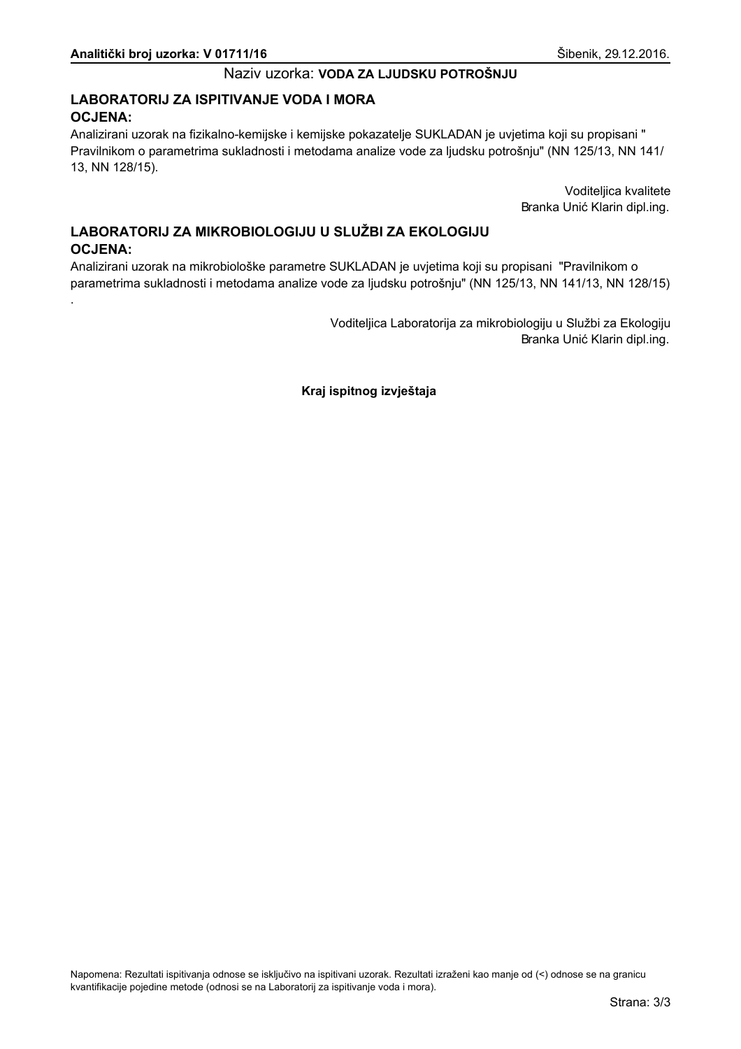**Analitički broj uzorka: V 01711/16** Šibenik, 29.12.2016.

Naziv uzorka: **VODA ZA LJUDSKU POTROŠNJU**

## LABORATORIJ ZA ISPITIVANJE VODA I MORA

### OCJENA:

Analizirani uzorak na fizikalno-kemijske i kemijske pokazatelje SUKLADAN je uvjetima koji su propisani " Pravilnikom o parametrima sukladnosti i metodama analize vode za ljudsku potrošnju" (NN 125/13, NN 141/ 13, NN 128/15).

Voditeljica kvalitete
Branka Unić Klarin dipl.ing.

## LABORATORIJ ZA MIKROBIOLOGIJU U SLUŽBI ZA EKOLOGIJU

### OCJENA:

Analizirani uzorak na mikrobiološke parametre SUKLADAN je uvjetima koji su propisani "Pravilnikom o parametrima sukladnosti i metodama analize vode za ljudsku potrošnju" (NN 125/13, NN 141/13, NN 128/15) .

Voditeljica Laboratorija za mikrobiologiju u Službi za Ekologiju
Branka Unić Klarin dipl.ing.

**Kraj ispitnog izvještaja**

Napomena: Rezultati ispitivanja odnose se isključivo na ispitivani uzorak. Rezultati izraženi kao manje od (<) odnose se na granicu kvantifikacije pojedine metode (odnosi se na Laboratorij za ispitivanje voda i mora).